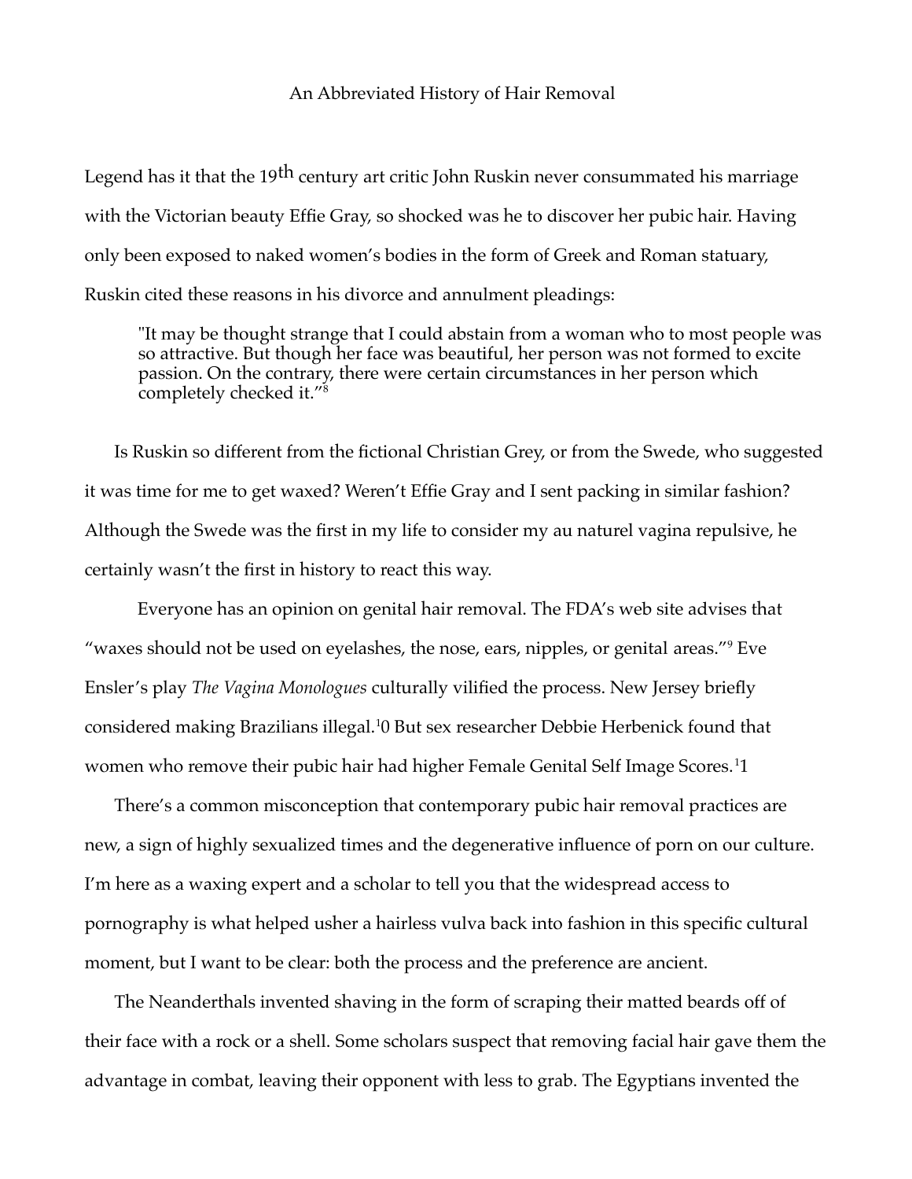# An Abbreviated History of Hair Removal

Legend has it that the 19th century art critic John Ruskin never consummated his marriage with the Victorian beauty Effie Gray, so shocked was he to discover her pubic hair. Having only been exposed to naked women's bodies in the form of Greek and Roman statuary, Ruskin cited these reasons in his divorce and annulment pleadings:

> "It may be thought strange that I could abstain from a woman who to most people was so attractive. But though her face was beautiful, her person was not formed to excite passion. On the contrary, there were certain circumstances in her person which completely checked it."[8]

Is Ruskin so different from the fictional Christian Grey, or from the Swede, who suggested it was time for me to get waxed? Weren't Effie Gray and I sent packing in similar fashion? Although the Swede was the first in my life to consider my au naturel vagina repulsive, he certainly wasn't the first in history to react this way.

Everyone has an opinion on genital hair removal. The FDA's web site advises that "waxes should not be used on eyelashes, the nose, ears, nipples, or genital areas."[9] Eve Ensler's play *The Vagina Monologues* culturally vilified the process. New Jersey briefly considered making Brazilians illegal.[10] But sex researcher Debbie Herbenick found that women who remove their pubic hair had higher Female Genital Self Image Scores.[11]

There's a common misconception that contemporary pubic hair removal practices are new, a sign of highly sexualized times and the degenerative influence of porn on our culture. I'm here as a waxing expert and a scholar to tell you that the widespread access to pornography is what helped usher a hairless vulva back into fashion in this specific cultural moment, but I want to be clear: both the process and the preference are ancient.

The Neanderthals invented shaving in the form of scraping their matted beards off of their face with a rock or a shell. Some scholars suspect that removing facial hair gave them the advantage in combat, leaving their opponent with less to grab. The Egyptians invented the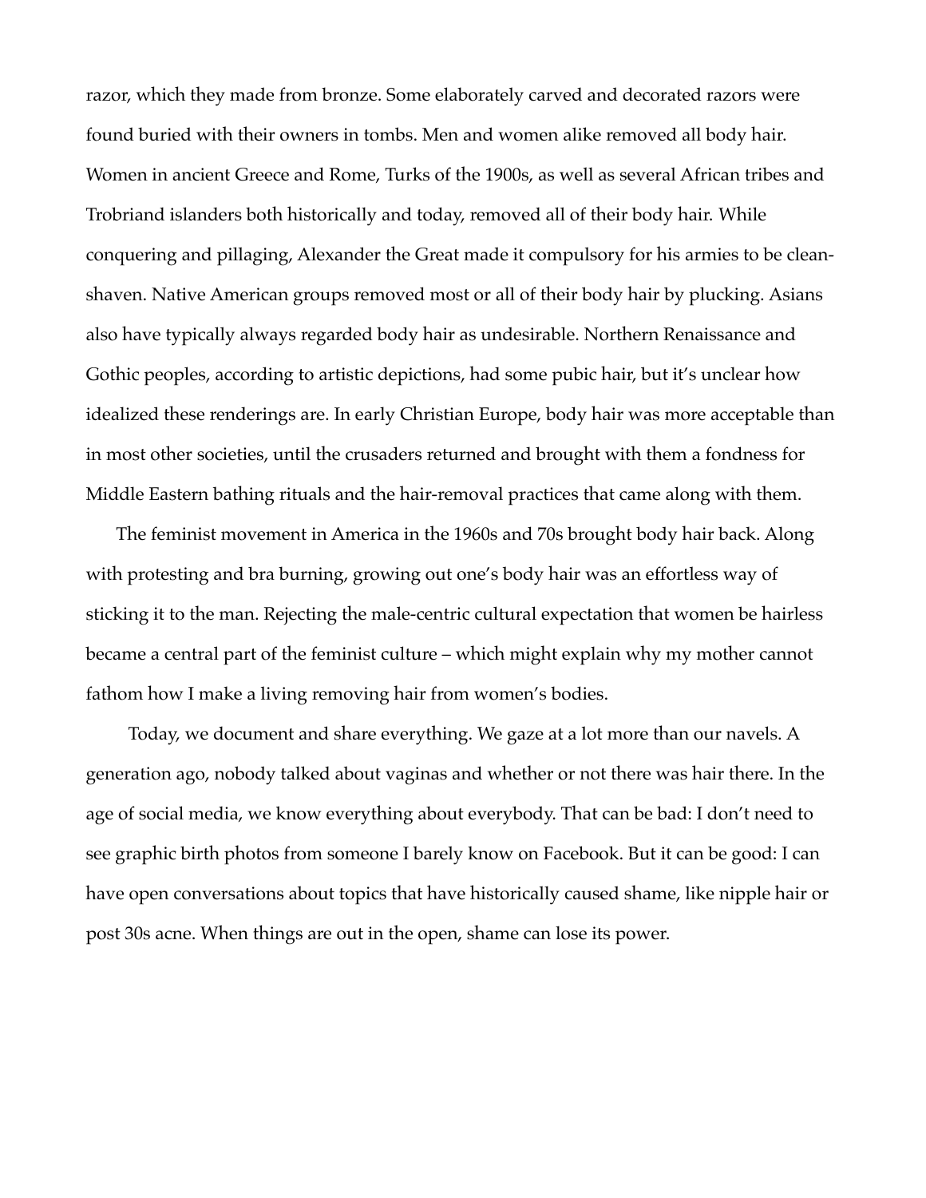razor, which they made from bronze. Some elaborately carved and decorated razors were found buried with their owners in tombs. Men and women alike removed all body hair. Women in ancient Greece and Rome, Turks of the 1900s, as well as several African tribes and Trobriand islanders both historically and today, removed all of their body hair. While conquering and pillaging, Alexander the Great made it compulsory for his armies to be clean-shaven. Native American groups removed most or all of their body hair by plucking. Asians also have typically always regarded body hair as undesirable. Northern Renaissance and Gothic peoples, according to artistic depictions, had some pubic hair, but it's unclear how idealized these renderings are. In early Christian Europe, body hair was more acceptable than in most other societies, until the crusaders returned and brought with them a fondness for Middle Eastern bathing rituals and the hair-removal practices that came along with them.

The feminist movement in America in the 1960s and 70s brought body hair back. Along with protesting and bra burning, growing out one's body hair was an effortless way of sticking it to the man. Rejecting the male-centric cultural expectation that women be hairless became a central part of the feminist culture – which might explain why my mother cannot fathom how I make a living removing hair from women's bodies.

Today, we document and share everything. We gaze at a lot more than our navels. A generation ago, nobody talked about vaginas and whether or not there was hair there. In the age of social media, we know everything about everybody. That can be bad: I don't need to see graphic birth photos from someone I barely know on Facebook. But it can be good: I can have open conversations about topics that have historically caused shame, like nipple hair or post 30s acne. When things are out in the open, shame can lose its power.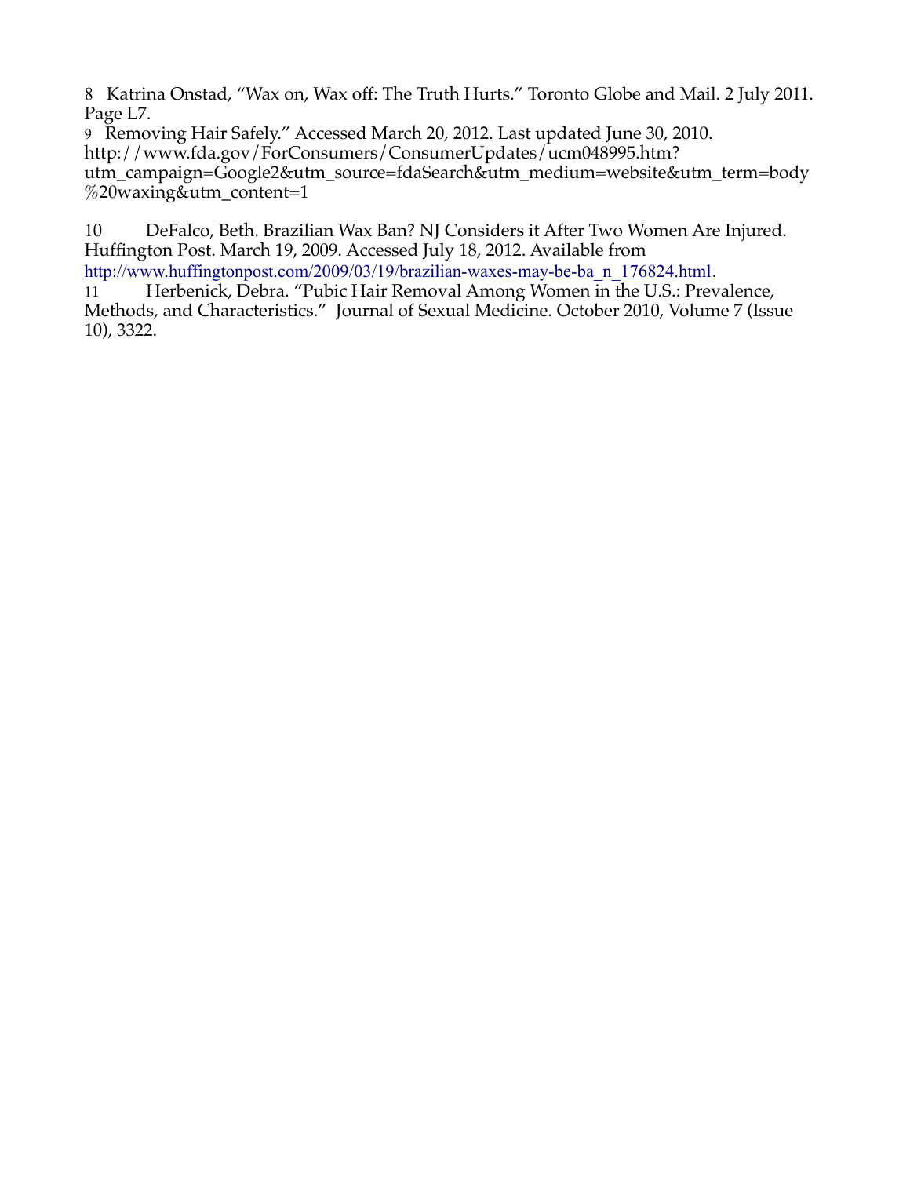8 Katrina Onstad, "Wax on, Wax off: The Truth Hurts." Toronto Globe and Mail. 2 July 2011. Page L7.

9 Removing Hair Safely." Accessed March 20, 2012. Last updated June 30, 2010. http://www.fda.gov/ForConsumers/ConsumerUpdates/ucm048995.htm?utm_campaign=Google2&utm_source=fdaSearch&utm_medium=website&utm_term=body%20waxing&utm_content=1

10 DeFalco, Beth. Brazilian Wax Ban? NJ Considers it After Two Women Are Injured. Huffington Post. March 19, 2009. Accessed July 18, 2012. Available from http://www.huffingtonpost.com/2009/03/19/brazilian-waxes-may-be-ba_n_176824.html.

11 Herbenick, Debra. "Pubic Hair Removal Among Women in the U.S.: Prevalence, Methods, and Characteristics." Journal of Sexual Medicine. October 2010, Volume 7 (Issue 10), 3322.